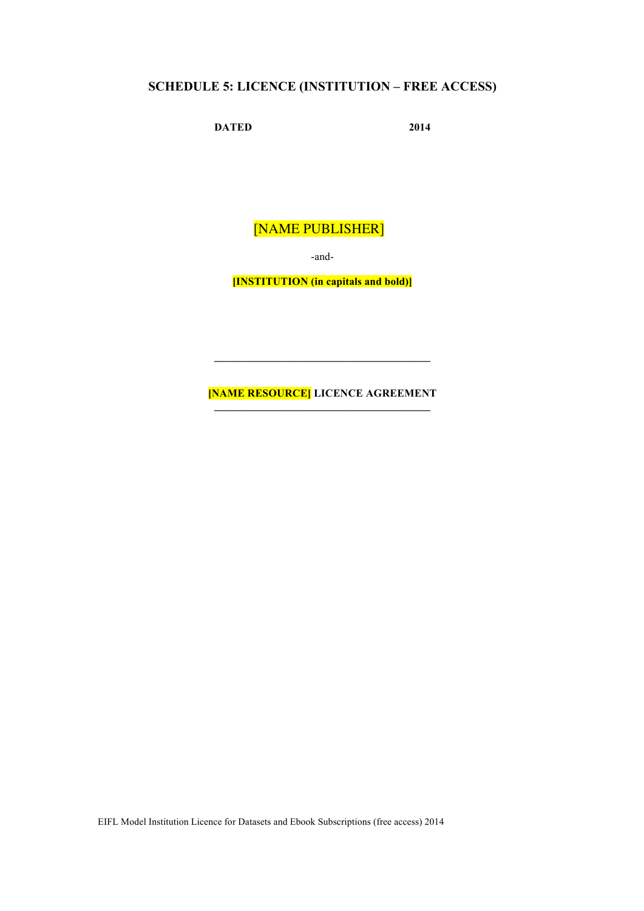## SCHEDULE 5: LICENCE (INSTITUTION – FREE ACCESS)

**DATED 2014**

[NAME PUBLISHER]

-and-

**[INSTITUTION (in capitals and bold)]**

---

**[NAME RESOURCE] LICENCE AGREEMENT**

---

EIFL Model Institution Licence for Datasets and Ebook Subscriptions (free access) 2014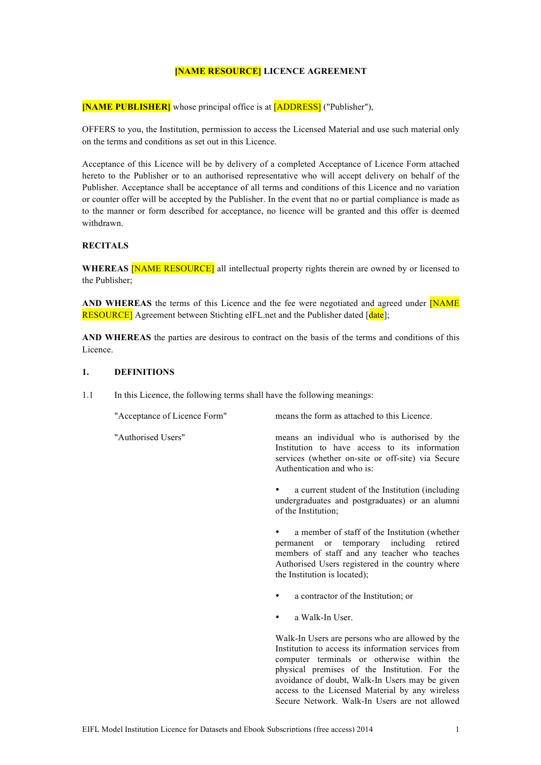# [NAME RESOURCE] LICENCE AGREEMENT

**[NAME PUBLISHER]** whose principal office is at [ADDRESS] ("Publisher"),

OFFERS to you, the Institution, permission to access the Licensed Material and use such material only on the terms and conditions as set out in this Licence.

Acceptance of this Licence will be by delivery of a completed Acceptance of Licence Form attached hereto to the Publisher or to an authorised representative who will accept delivery on behalf of the Publisher. Acceptance shall be acceptance of all terms and conditions of this Licence and no variation or counter offer will be accepted by the Publisher. In the event that no or partial compliance is made as to the manner or form described for acceptance, no licence will be granted and this offer is deemed withdrawn.

**RECITALS**

**WHEREAS** [NAME RESOURCE] all intellectual property rights therein are owned by or licensed to the Publisher;

**AND WHEREAS** the terms of this Licence and the fee were negotiated and agreed under [NAME RESOURCE] Agreement between Stichting eIFL.net and the Publisher dated [date];

**AND WHEREAS** the parties are desirous to contract on the basis of the terms and conditions of this Licence.

**1. DEFINITIONS**

1.1 In this Licence, the following terms shall have the following meanings:

"Acceptance of Licence Form" means the form as attached to this Licence.

"Authorised Users" means an individual who is authorised by the Institution to have access to its information services (whether on-site or off-site) via Secure Authentication and who is:

- a current student of the Institution (including undergraduates and postgraduates) or an alumni of the Institution;
- a member of staff of the Institution (whether permanent or temporary including retired members of staff and any teacher who teaches Authorised Users registered in the country where the Institution is located);
- a contractor of the Institution; or
- a Walk-In User.

Walk-In Users are persons who are allowed by the Institution to access its information services from computer terminals or otherwise within the physical premises of the Institution. For the avoidance of doubt, Walk-In Users may be given access to the Licensed Material by any wireless Secure Network. Walk-In Users are not allowed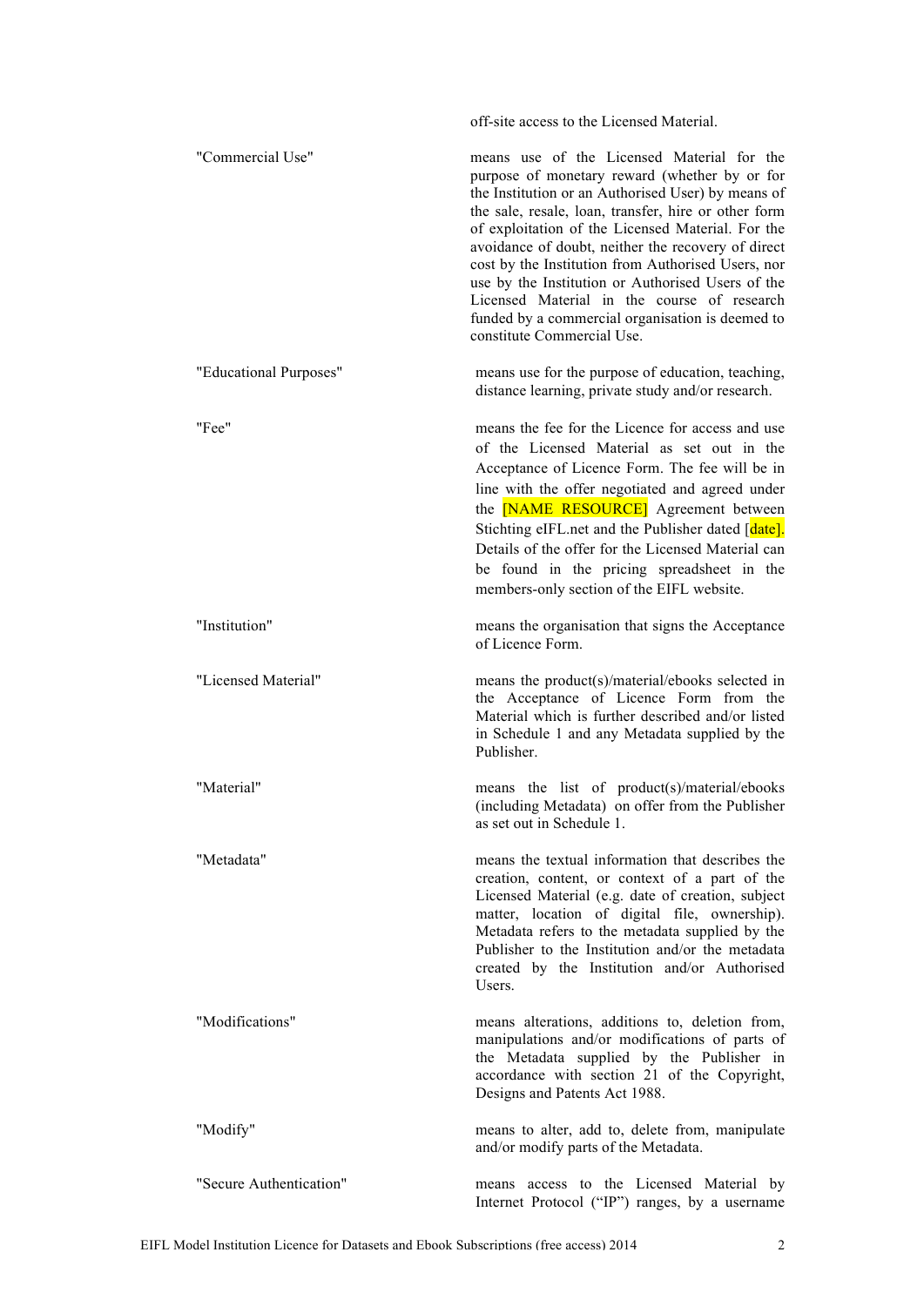off-site access to the Licensed Material.

| | |
|---|---|
| "Commercial Use" | means use of the Licensed Material for the purpose of monetary reward (whether by or for the Institution or an Authorised User) by means of the sale, resale, loan, transfer, hire or other form of exploitation of the Licensed Material. For the avoidance of doubt, neither the recovery of direct cost by the Institution from Authorised Users, nor use by the Institution or Authorised Users of the Licensed Material in the course of research funded by a commercial organisation is deemed to constitute Commercial Use. |
| "Educational Purposes" | means use for the purpose of education, teaching, distance learning, private study and/or research. |
| "Fee" | means the fee for the Licence for access and use of the Licensed Material as set out in the Acceptance of Licence Form. The fee will be in line with the offer negotiated and agreed under the [NAME RESOURCE] Agreement between Stichting eIFL.net and the Publisher dated [date]. Details of the offer for the Licensed Material can be found in the pricing spreadsheet in the members-only section of the EIFL website. |
| "Institution" | means the organisation that signs the Acceptance of Licence Form. |
| "Licensed Material" | means the product(s)/material/ebooks selected in the Acceptance of Licence Form from the Material which is further described and/or listed in Schedule 1 and any Metadata supplied by the Publisher. |
| "Material" | means the list of product(s)/material/ebooks (including Metadata) on offer from the Publisher as set out in Schedule 1. |
| "Metadata" | means the textual information that describes the creation, content, or context of a part of the Licensed Material (e.g. date of creation, subject matter, location of digital file, ownership). Metadata refers to the metadata supplied by the Publisher to the Institution and/or the metadata created by the Institution and/or Authorised Users. |
| "Modifications" | means alterations, additions to, deletion from, manipulations and/or modifications of parts of the Metadata supplied by the Publisher in accordance with section 21 of the Copyright, Designs and Patents Act 1988. |
| "Modify" | means to alter, add to, delete from, manipulate and/or modify parts of the Metadata. |
| "Secure Authentication" | means access to the Licensed Material by Internet Protocol ("IP") ranges, by a username |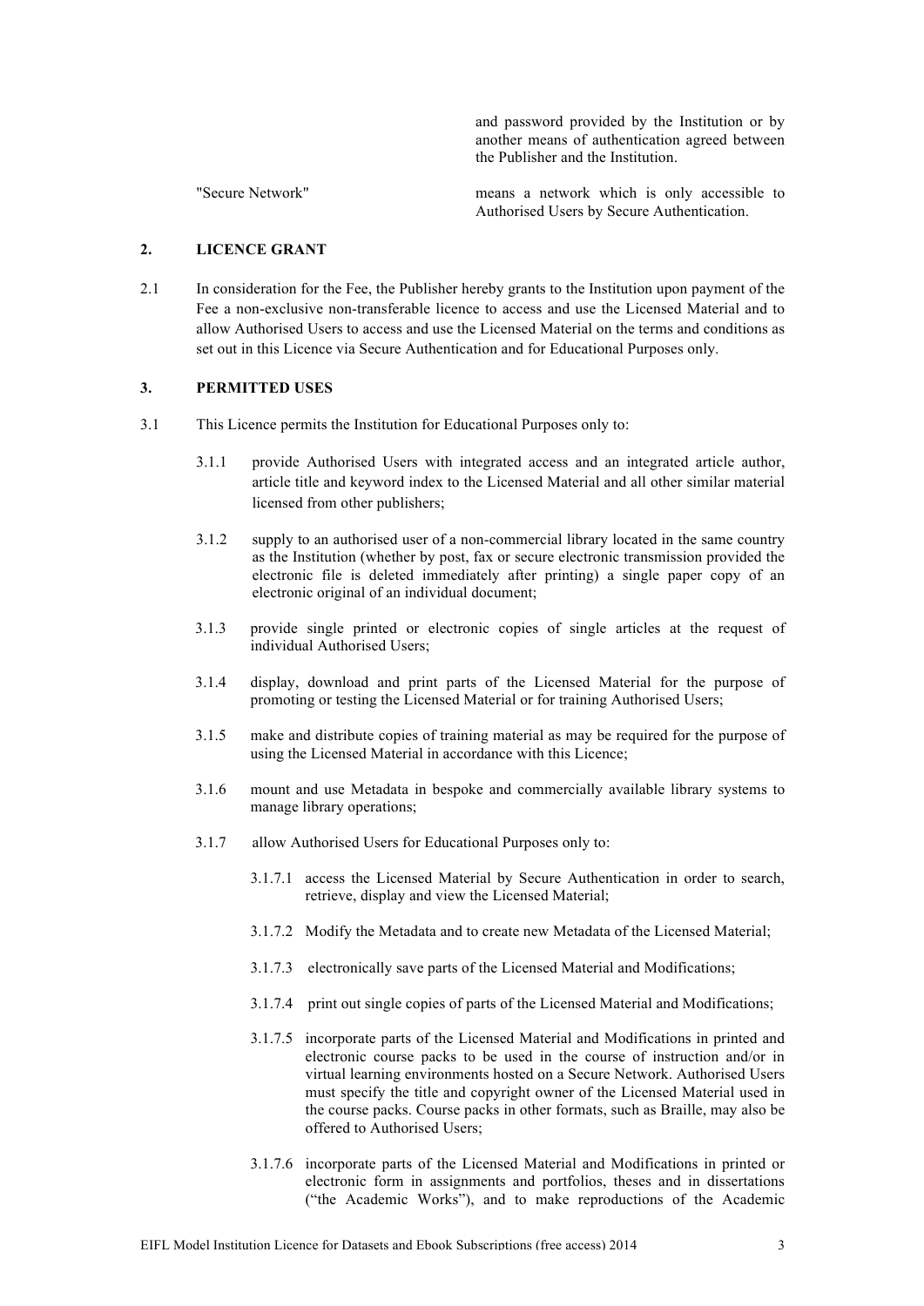and password provided by the Institution or by another means of authentication agreed between the Publisher and the Institution.

"Secure Network" means a network which is only accessible to Authorised Users by Secure Authentication.

## 2. LICENCE GRANT

2.1 In consideration for the Fee, the Publisher hereby grants to the Institution upon payment of the Fee a non-exclusive non-transferable licence to access and use the Licensed Material and to allow Authorised Users to access and use the Licensed Material on the terms and conditions as set out in this Licence via Secure Authentication and for Educational Purposes only.

## 3. PERMITTED USES

3.1 This Licence permits the Institution for Educational Purposes only to:

3.1.1 provide Authorised Users with integrated access and an integrated article author, article title and keyword index to the Licensed Material and all other similar material licensed from other publishers;

3.1.2 supply to an authorised user of a non-commercial library located in the same country as the Institution (whether by post, fax or secure electronic transmission provided the electronic file is deleted immediately after printing) a single paper copy of an electronic original of an individual document;

3.1.3 provide single printed or electronic copies of single articles at the request of individual Authorised Users;

3.1.4 display, download and print parts of the Licensed Material for the purpose of promoting or testing the Licensed Material or for training Authorised Users;

3.1.5 make and distribute copies of training material as may be required for the purpose of using the Licensed Material in accordance with this Licence;

3.1.6 mount and use Metadata in bespoke and commercially available library systems to manage library operations;

3.1.7 allow Authorised Users for Educational Purposes only to:

3.1.7.1 access the Licensed Material by Secure Authentication in order to search, retrieve, display and view the Licensed Material;

3.1.7.2 Modify the Metadata and to create new Metadata of the Licensed Material;

3.1.7.3 electronically save parts of the Licensed Material and Modifications;

3.1.7.4 print out single copies of parts of the Licensed Material and Modifications;

3.1.7.5 incorporate parts of the Licensed Material and Modifications in printed and electronic course packs to be used in the course of instruction and/or in virtual learning environments hosted on a Secure Network. Authorised Users must specify the title and copyright owner of the Licensed Material used in the course packs. Course packs in other formats, such as Braille, may also be offered to Authorised Users;

3.1.7.6 incorporate parts of the Licensed Material and Modifications in printed or electronic form in assignments and portfolios, theses and in dissertations ("the Academic Works"), and to make reproductions of the Academic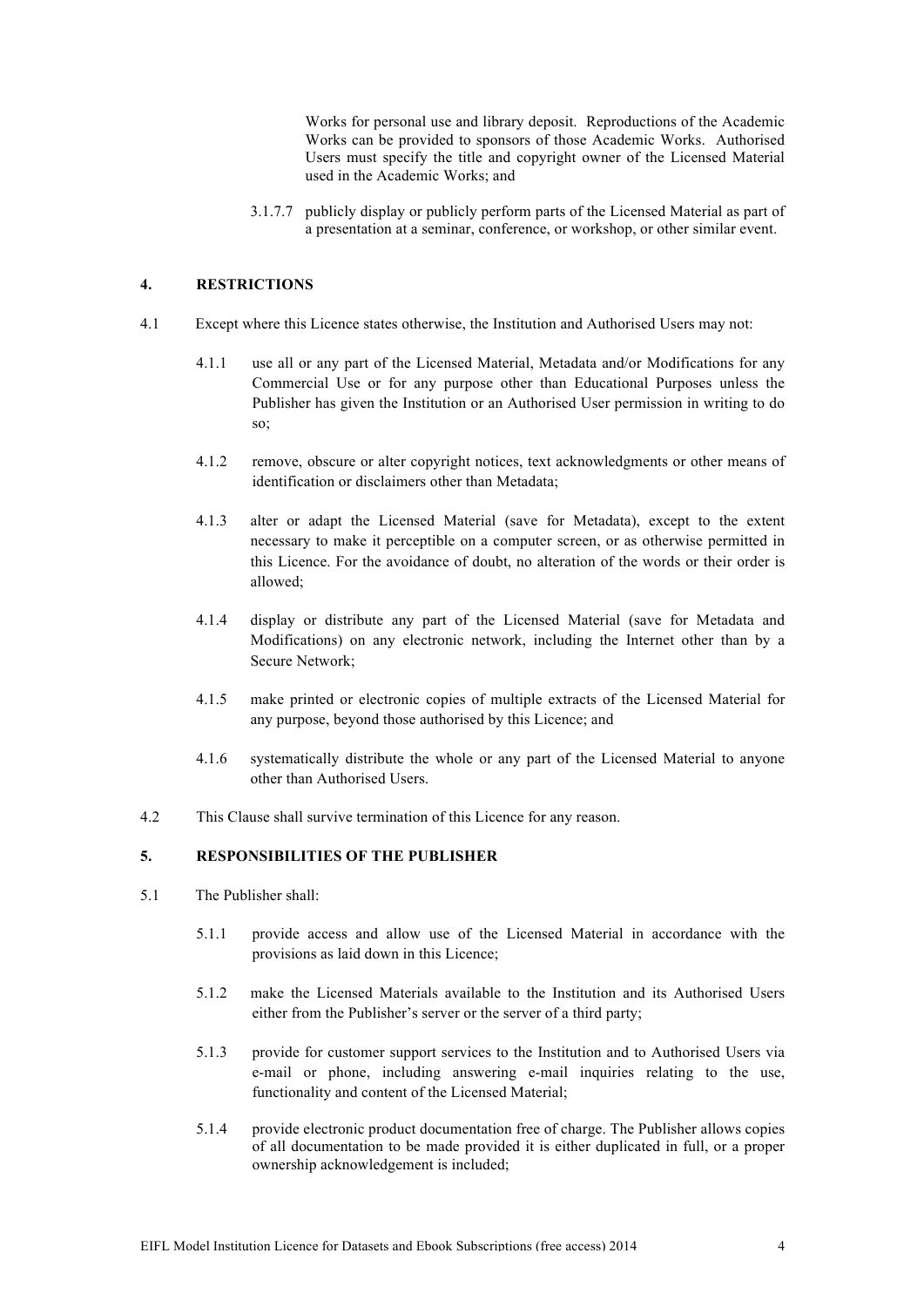Works for personal use and library deposit. Reproductions of the Academic Works can be provided to sponsors of those Academic Works. Authorised Users must specify the title and copyright owner of the Licensed Material used in the Academic Works; and

3.1.7.7 publicly display or publicly perform parts of the Licensed Material as part of a presentation at a seminar, conference, or workshop, or other similar event.

## 4. RESTRICTIONS

4.1 Except where this Licence states otherwise, the Institution and Authorised Users may not:

4.1.1 use all or any part of the Licensed Material, Metadata and/or Modifications for any Commercial Use or for any purpose other than Educational Purposes unless the Publisher has given the Institution or an Authorised User permission in writing to do so;

4.1.2 remove, obscure or alter copyright notices, text acknowledgments or other means of identification or disclaimers other than Metadata;

4.1.3 alter or adapt the Licensed Material (save for Metadata), except to the extent necessary to make it perceptible on a computer screen, or as otherwise permitted in this Licence. For the avoidance of doubt, no alteration of the words or their order is allowed;

4.1.4 display or distribute any part of the Licensed Material (save for Metadata and Modifications) on any electronic network, including the Internet other than by a Secure Network;

4.1.5 make printed or electronic copies of multiple extracts of the Licensed Material for any purpose, beyond those authorised by this Licence; and

4.1.6 systematically distribute the whole or any part of the Licensed Material to anyone other than Authorised Users.

4.2 This Clause shall survive termination of this Licence for any reason.

## 5. RESPONSIBILITIES OF THE PUBLISHER

5.1 The Publisher shall:

5.1.1 provide access and allow use of the Licensed Material in accordance with the provisions as laid down in this Licence;

5.1.2 make the Licensed Materials available to the Institution and its Authorised Users either from the Publisher's server or the server of a third party;

5.1.3 provide for customer support services to the Institution and to Authorised Users via e-mail or phone, including answering e-mail inquiries relating to the use, functionality and content of the Licensed Material;

5.1.4 provide electronic product documentation free of charge. The Publisher allows copies of all documentation to be made provided it is either duplicated in full, or a proper ownership acknowledgement is included;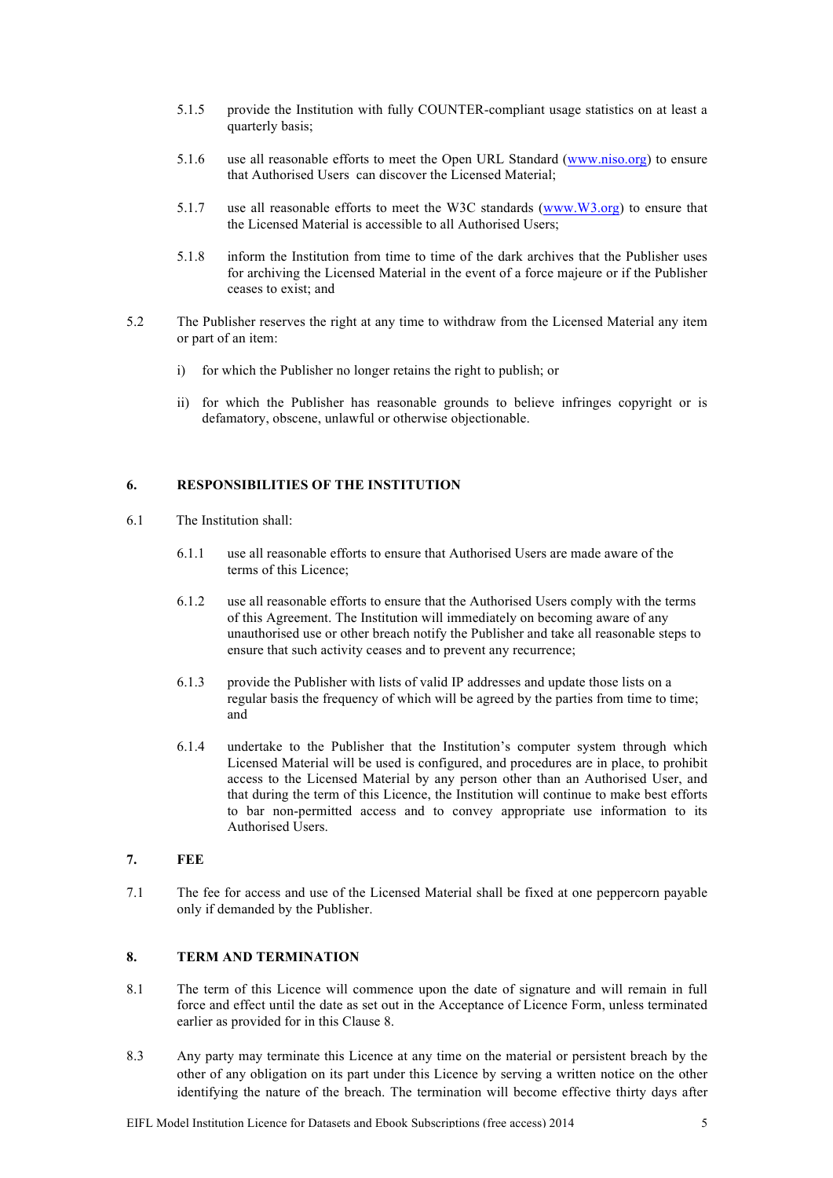5.1.5 provide the Institution with fully COUNTER-compliant usage statistics on at least a quarterly basis;

5.1.6 use all reasonable efforts to meet the Open URL Standard (www.niso.org) to ensure that Authorised Users can discover the Licensed Material;

5.1.7 use all reasonable efforts to meet the W3C standards (www.W3.org) to ensure that the Licensed Material is accessible to all Authorised Users;

5.1.8 inform the Institution from time to time of the dark archives that the Publisher uses for archiving the Licensed Material in the event of a force majeure or if the Publisher ceases to exist; and

5.2 The Publisher reserves the right at any time to withdraw from the Licensed Material any item or part of an item:

i) for which the Publisher no longer retains the right to publish; or

ii) for which the Publisher has reasonable grounds to believe infringes copyright or is defamatory, obscene, unlawful or otherwise objectionable.

## 6. RESPONSIBILITIES OF THE INSTITUTION

6.1 The Institution shall:

6.1.1 use all reasonable efforts to ensure that Authorised Users are made aware of the terms of this Licence;

6.1.2 use all reasonable efforts to ensure that the Authorised Users comply with the terms of this Agreement. The Institution will immediately on becoming aware of any unauthorised use or other breach notify the Publisher and take all reasonable steps to ensure that such activity ceases and to prevent any recurrence;

6.1.3 provide the Publisher with lists of valid IP addresses and update those lists on a regular basis the frequency of which will be agreed by the parties from time to time; and

6.1.4 undertake to the Publisher that the Institution's computer system through which Licensed Material will be used is configured, and procedures are in place, to prohibit access to the Licensed Material by any person other than an Authorised User, and that during the term of this Licence, the Institution will continue to make best efforts to bar non-permitted access and to convey appropriate use information to its Authorised Users.

## 7. FEE

7.1 The fee for access and use of the Licensed Material shall be fixed at one peppercorn payable only if demanded by the Publisher.

## 8. TERM AND TERMINATION

8.1 The term of this Licence will commence upon the date of signature and will remain in full force and effect until the date as set out in the Acceptance of Licence Form, unless terminated earlier as provided for in this Clause 8.

8.3 Any party may terminate this Licence at any time on the material or persistent breach by the other of any obligation on its part under this Licence by serving a written notice on the other identifying the nature of the breach. The termination will become effective thirty days after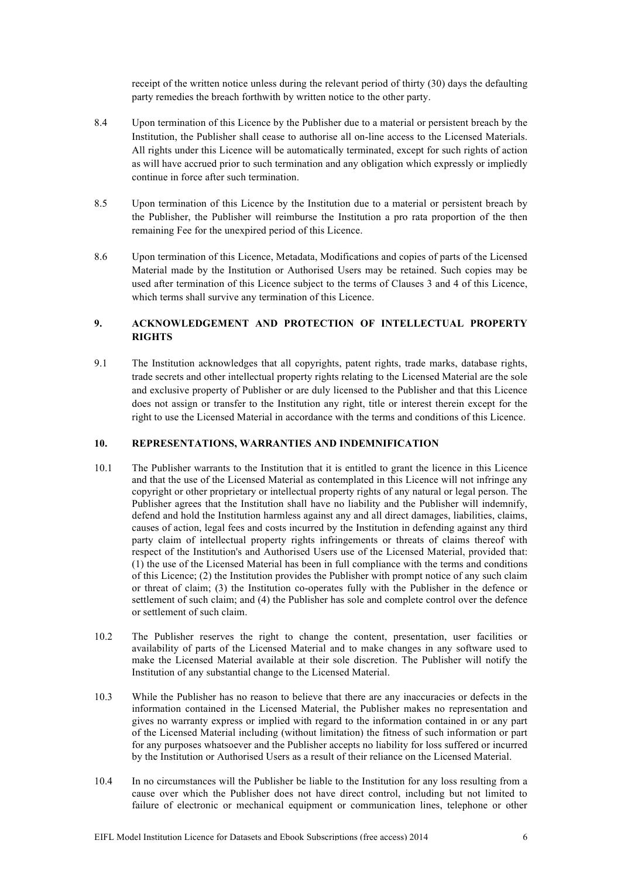receipt of the written notice unless during the relevant period of thirty (30) days the defaulting party remedies the breach forthwith by written notice to the other party.

8.4 Upon termination of this Licence by the Publisher due to a material or persistent breach by the Institution, the Publisher shall cease to authorise all on-line access to the Licensed Materials. All rights under this Licence will be automatically terminated, except for such rights of action as will have accrued prior to such termination and any obligation which expressly or impliedly continue in force after such termination.

8.5 Upon termination of this Licence by the Institution due to a material or persistent breach by the Publisher, the Publisher will reimburse the Institution a pro rata proportion of the then remaining Fee for the unexpired period of this Licence.

8.6 Upon termination of this Licence, Metadata, Modifications and copies of parts of the Licensed Material made by the Institution or Authorised Users may be retained. Such copies may be used after termination of this Licence subject to the terms of Clauses 3 and 4 of this Licence, which terms shall survive any termination of this Licence.

## 9. ACKNOWLEDGEMENT AND PROTECTION OF INTELLECTUAL PROPERTY RIGHTS

9.1 The Institution acknowledges that all copyrights, patent rights, trade marks, database rights, trade secrets and other intellectual property rights relating to the Licensed Material are the sole and exclusive property of Publisher or are duly licensed to the Publisher and that this Licence does not assign or transfer to the Institution any right, title or interest therein except for the right to use the Licensed Material in accordance with the terms and conditions of this Licence.

## 10. REPRESENTATIONS, WARRANTIES AND INDEMNIFICATION

10.1 The Publisher warrants to the Institution that it is entitled to grant the licence in this Licence and that the use of the Licensed Material as contemplated in this Licence will not infringe any copyright or other proprietary or intellectual property rights of any natural or legal person. The Publisher agrees that the Institution shall have no liability and the Publisher will indemnify, defend and hold the Institution harmless against any and all direct damages, liabilities, claims, causes of action, legal fees and costs incurred by the Institution in defending against any third party claim of intellectual property rights infringements or threats of claims thereof with respect of the Institution's and Authorised Users use of the Licensed Material, provided that: (1) the use of the Licensed Material has been in full compliance with the terms and conditions of this Licence; (2) the Institution provides the Publisher with prompt notice of any such claim or threat of claim; (3) the Institution co-operates fully with the Publisher in the defence or settlement of such claim; and (4) the Publisher has sole and complete control over the defence or settlement of such claim.

10.2 The Publisher reserves the right to change the content, presentation, user facilities or availability of parts of the Licensed Material and to make changes in any software used to make the Licensed Material available at their sole discretion. The Publisher will notify the Institution of any substantial change to the Licensed Material.

10.3 While the Publisher has no reason to believe that there are any inaccuracies or defects in the information contained in the Licensed Material, the Publisher makes no representation and gives no warranty express or implied with regard to the information contained in or any part of the Licensed Material including (without limitation) the fitness of such information or part for any purposes whatsoever and the Publisher accepts no liability for loss suffered or incurred by the Institution or Authorised Users as a result of their reliance on the Licensed Material.

10.4 In no circumstances will the Publisher be liable to the Institution for any loss resulting from a cause over which the Publisher does not have direct control, including but not limited to failure of electronic or mechanical equipment or communication lines, telephone or other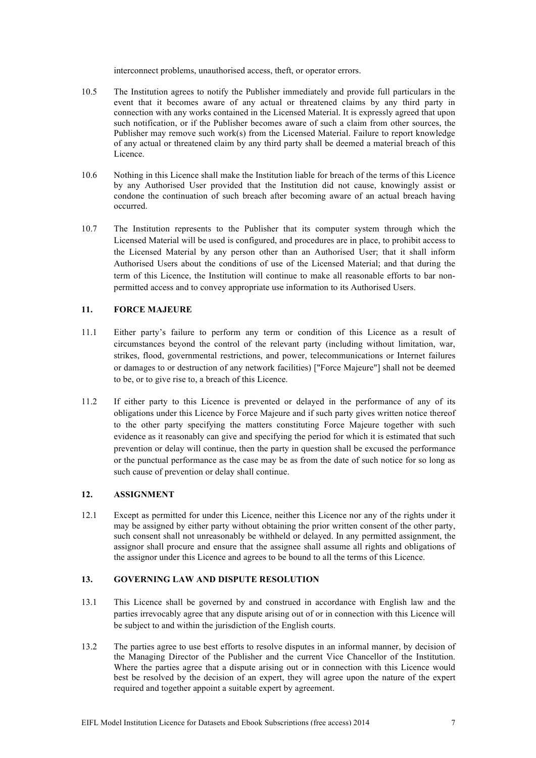interconnect problems, unauthorised access, theft, or operator errors.

10.5 The Institution agrees to notify the Publisher immediately and provide full particulars in the event that it becomes aware of any actual or threatened claims by any third party in connection with any works contained in the Licensed Material. It is expressly agreed that upon such notification, or if the Publisher becomes aware of such a claim from other sources, the Publisher may remove such work(s) from the Licensed Material. Failure to report knowledge of any actual or threatened claim by any third party shall be deemed a material breach of this Licence.

10.6 Nothing in this Licence shall make the Institution liable for breach of the terms of this Licence by any Authorised User provided that the Institution did not cause, knowingly assist or condone the continuation of such breach after becoming aware of an actual breach having occurred.

10.7 The Institution represents to the Publisher that its computer system through which the Licensed Material will be used is configured, and procedures are in place, to prohibit access to the Licensed Material by any person other than an Authorised User; that it shall inform Authorised Users about the conditions of use of the Licensed Material; and that during the term of this Licence, the Institution will continue to make all reasonable efforts to bar non-permitted access and to convey appropriate use information to its Authorised Users.

## 11. FORCE MAJEURE

11.1 Either party's failure to perform any term or condition of this Licence as a result of circumstances beyond the control of the relevant party (including without limitation, war, strikes, flood, governmental restrictions, and power, telecommunications or Internet failures or damages to or destruction of any network facilities) ["Force Majeure"] shall not be deemed to be, or to give rise to, a breach of this Licence.

11.2 If either party to this Licence is prevented or delayed in the performance of any of its obligations under this Licence by Force Majeure and if such party gives written notice thereof to the other party specifying the matters constituting Force Majeure together with such evidence as it reasonably can give and specifying the period for which it is estimated that such prevention or delay will continue, then the party in question shall be excused the performance or the punctual performance as the case may be as from the date of such notice for so long as such cause of prevention or delay shall continue.

## 12. ASSIGNMENT

12.1 Except as permitted for under this Licence, neither this Licence nor any of the rights under it may be assigned by either party without obtaining the prior written consent of the other party, such consent shall not unreasonably be withheld or delayed. In any permitted assignment, the assignor shall procure and ensure that the assignee shall assume all rights and obligations of the assignor under this Licence and agrees to be bound to all the terms of this Licence.

## 13. GOVERNING LAW AND DISPUTE RESOLUTION

13.1 This Licence shall be governed by and construed in accordance with English law and the parties irrevocably agree that any dispute arising out of or in connection with this Licence will be subject to and within the jurisdiction of the English courts.

13.2 The parties agree to use best efforts to resolve disputes in an informal manner, by decision of the Managing Director of the Publisher and the current Vice Chancellor of the Institution. Where the parties agree that a dispute arising out or in connection with this Licence would best be resolved by the decision of an expert, they will agree upon the nature of the expert required and together appoint a suitable expert by agreement.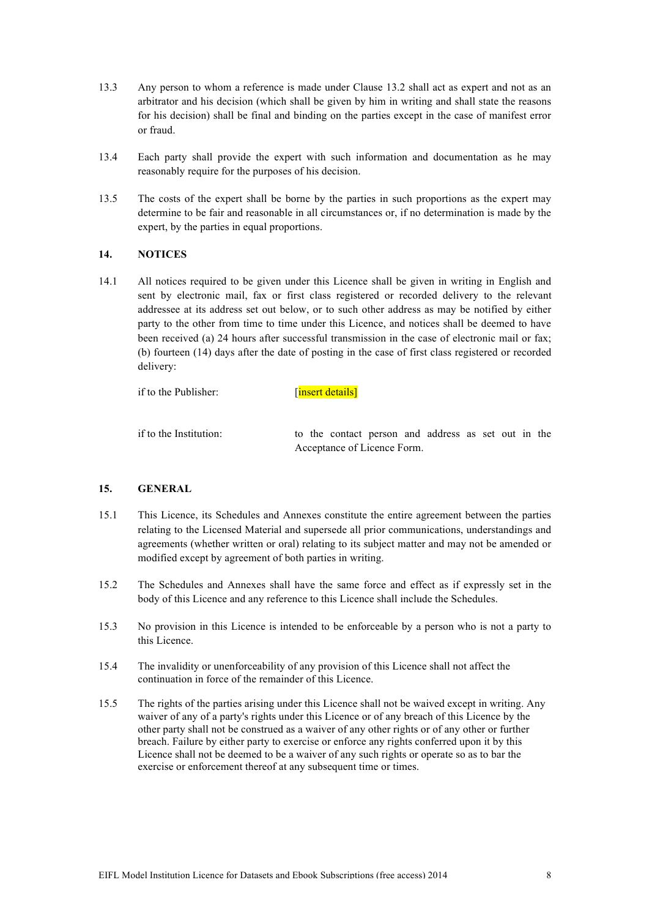13.3 Any person to whom a reference is made under Clause 13.2 shall act as expert and not as an arbitrator and his decision (which shall be given by him in writing and shall state the reasons for his decision) shall be final and binding on the parties except in the case of manifest error or fraud.

13.4 Each party shall provide the expert with such information and documentation as he may reasonably require for the purposes of his decision.

13.5 The costs of the expert shall be borne by the parties in such proportions as the expert may determine to be fair and reasonable in all circumstances or, if no determination is made by the expert, by the parties in equal proportions.

## 14. NOTICES

14.1 All notices required to be given under this Licence shall be given in writing in English and sent by electronic mail, fax or first class registered or recorded delivery to the relevant addressee at its address set out below, or to such other address as may be notified by either party to the other from time to time under this Licence, and notices shall be deemed to have been received (a) 24 hours after successful transmission in the case of electronic mail or fax; (b) fourteen (14) days after the date of posting in the case of first class registered or recorded delivery:

if to the Publisher: [insert details]

if to the Institution: to the contact person and address as set out in the Acceptance of Licence Form.

## 15. GENERAL

15.1 This Licence, its Schedules and Annexes constitute the entire agreement between the parties relating to the Licensed Material and supersede all prior communications, understandings and agreements (whether written or oral) relating to its subject matter and may not be amended or modified except by agreement of both parties in writing.

15.2 The Schedules and Annexes shall have the same force and effect as if expressly set in the body of this Licence and any reference to this Licence shall include the Schedules.

15.3 No provision in this Licence is intended to be enforceable by a person who is not a party to this Licence.

15.4 The invalidity or unenforceability of any provision of this Licence shall not affect the continuation in force of the remainder of this Licence.

15.5 The rights of the parties arising under this Licence shall not be waived except in writing. Any waiver of any of a party's rights under this Licence or of any breach of this Licence by the other party shall not be construed as a waiver of any other rights or of any other or further breach. Failure by either party to exercise or enforce any rights conferred upon it by this Licence shall not be deemed to be a waiver of any such rights or operate so as to bar the exercise or enforcement thereof at any subsequent time or times.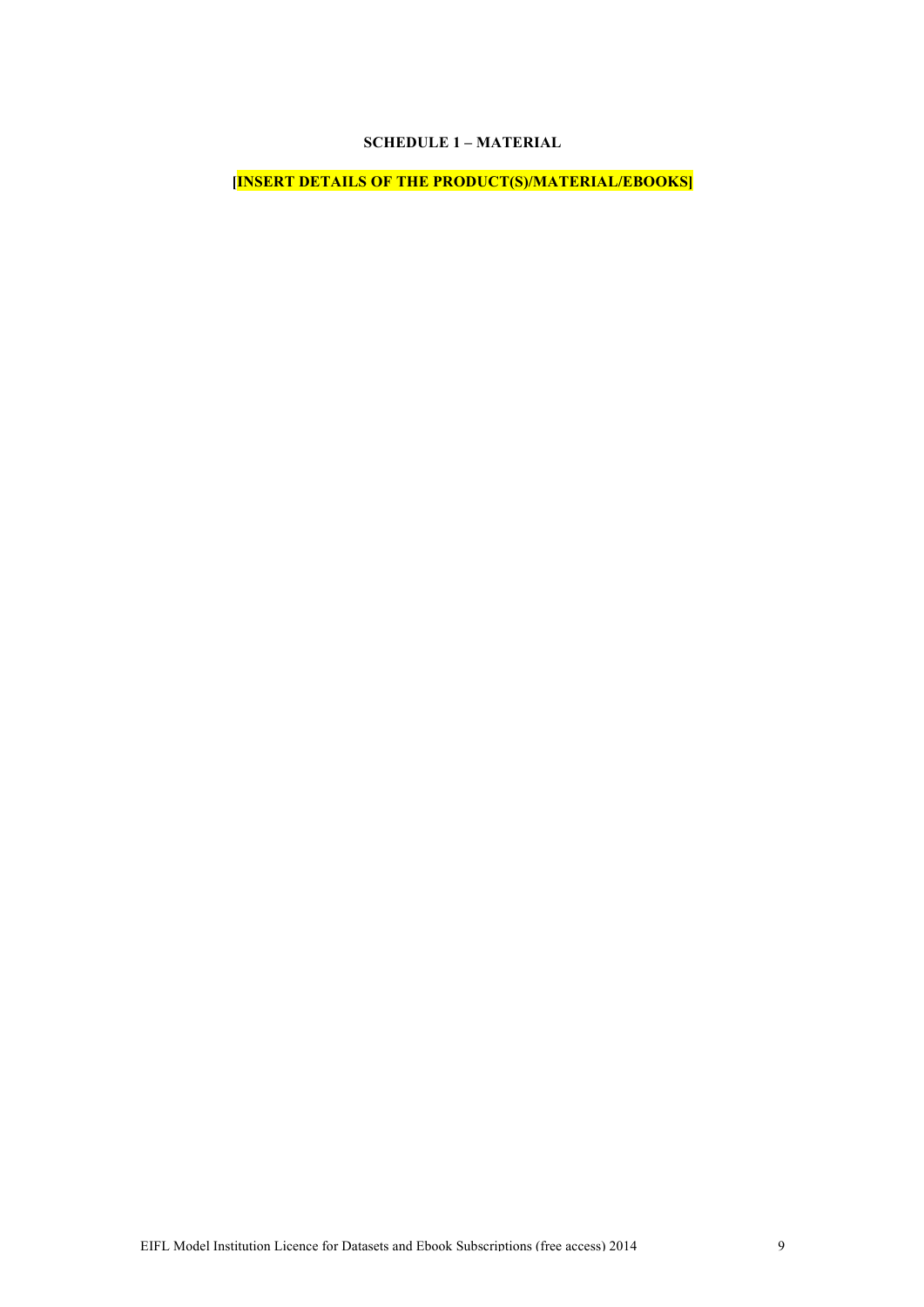**SCHEDULE 1 – MATERIAL**

**[INSERT DETAILS OF THE PRODUCT(S)/MATERIAL/EBOOKS]**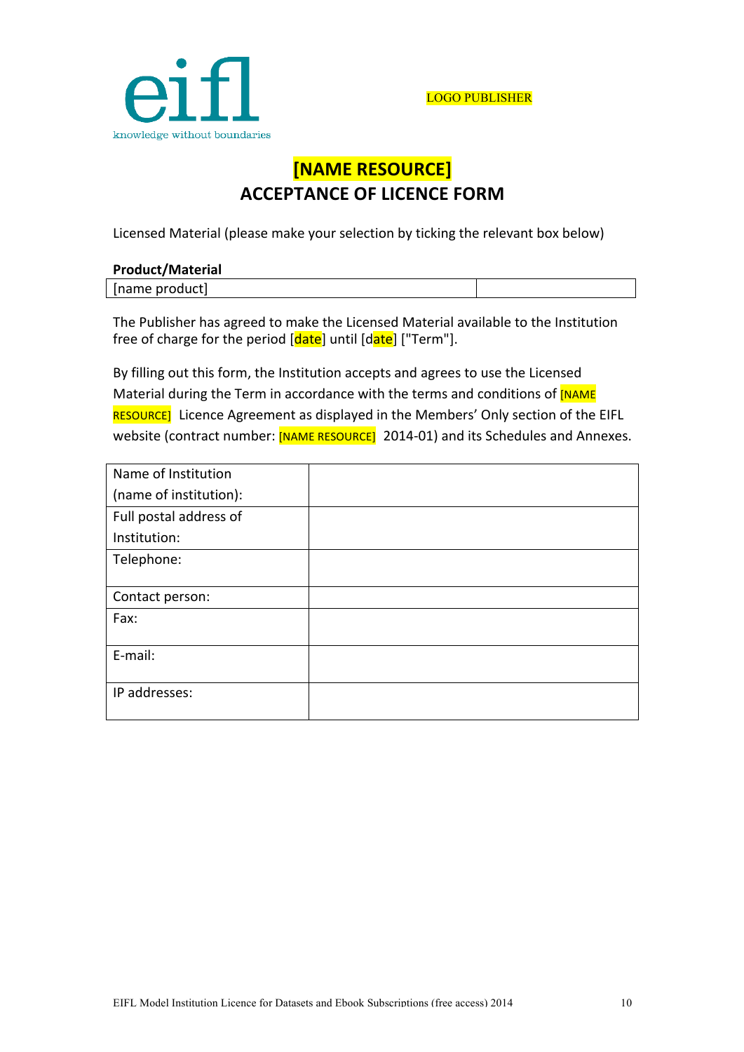eifl
knowledge without boundaries

LOGO PUBLISHER

# [NAME RESOURCE]
## ACCEPTANCE OF LICENCE FORM

Licensed Material (please make your selection by ticking the relevant box below)

**Product/Material**

| [name product] | |
|---|---|

The Publisher has agreed to make the Licensed Material available to the Institution free of charge for the period [date] until [date] ["Term"].

By filling out this form, the Institution accepts and agrees to use the Licensed Material during the Term in accordance with the terms and conditions of [NAME RESOURCE] Licence Agreement as displayed in the Members' Only section of the EIFL website (contract number: [NAME RESOURCE] 2014-01) and its Schedules and Annexes.

| | |
|---|---|
| Name of Institution (name of institution): | |
| Full postal address of Institution: | |
| Telephone: | |
| Contact person: | |
| Fax: | |
| E-mail: | |
| IP addresses: | |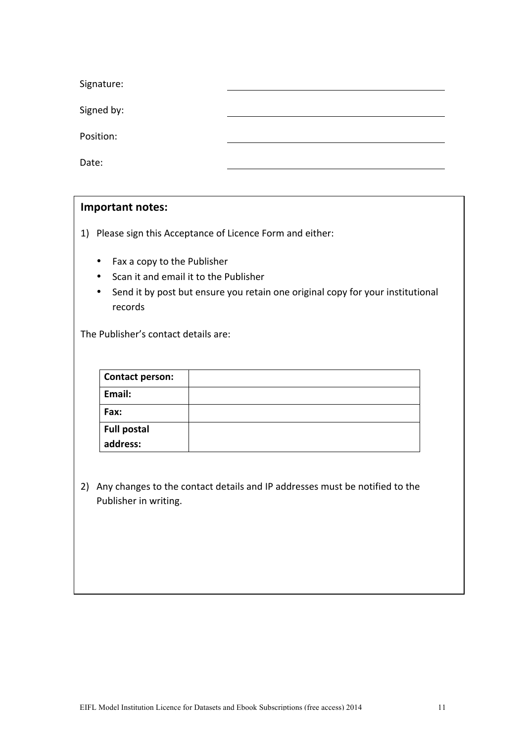Signature: \_\_\_\_\_\_\_\_\_\_\_\_\_\_\_\_\_\_\_\_\_\_\_\_\_\_\_\_\_\_

Signed by: \_\_\_\_\_\_\_\_\_\_\_\_\_\_\_\_\_\_\_\_\_\_\_\_\_\_\_\_\_\_

Position: \_\_\_\_\_\_\_\_\_\_\_\_\_\_\_\_\_\_\_\_\_\_\_\_\_\_\_\_\_\_

Date: \_\_\_\_\_\_\_\_\_\_\_\_\_\_\_\_\_\_\_\_\_\_\_\_\_\_\_\_\_\_

**Important notes:**

1) Please sign this Acceptance of Licence Form and either:

   - Fax a copy to the Publisher
   - Scan it and email it to the Publisher
   - Send it by post but ensure you retain one original copy for your institutional records

The Publisher's contact details are:

| | |
|---|---|
| **Contact person:** | |
| **Email:** | |
| **Fax:** | |
| **Full postal address:** | |

2) Any changes to the contact details and IP addresses must be notified to the Publisher in writing.